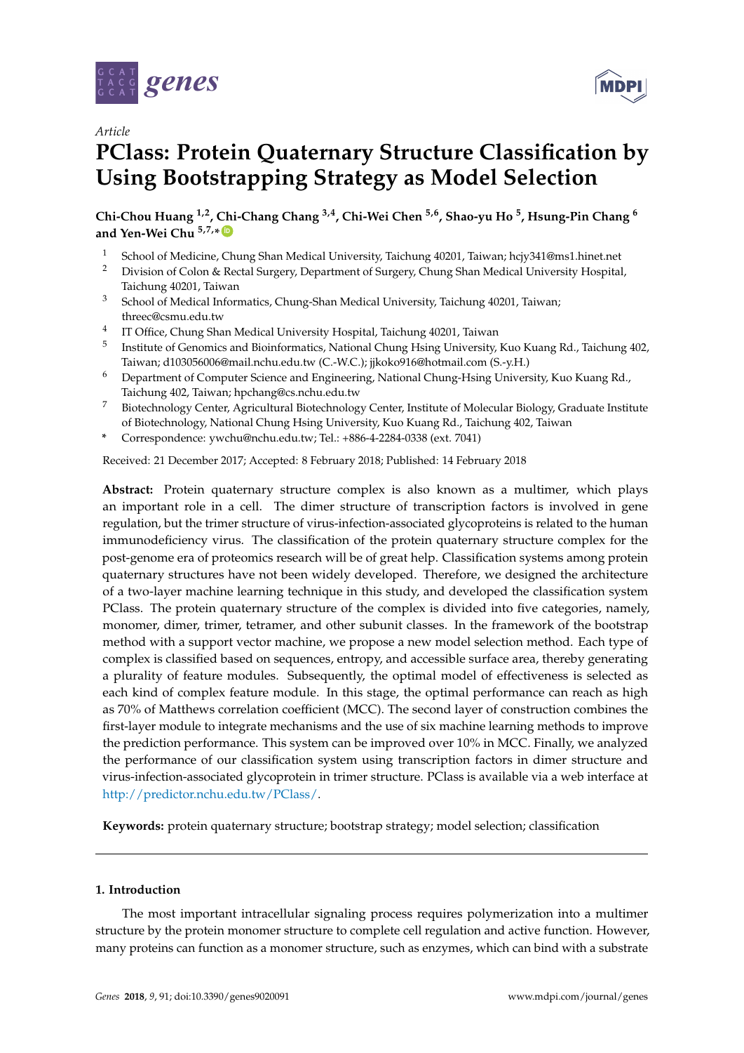*Article*

# PClass: Protein Quaternary Structure Classification by Using Bootstrapping Strategy as Model Selection

**Chi-Chou Huang [1,2], Chi-Chang Chang [3,4], Chi-Wei Chen [5,6], Shao-yu Ho [5], Hsung-Pin Chang [6] and Yen-Wei Chu [5,7,*]**

1. School of Medicine, Chung Shan Medical University, Taichung 40201, Taiwan; hcjy341@ms1.hinet.net
2. Division of Colon & Rectal Surgery, Department of Surgery, Chung Shan Medical University Hospital, Taichung 40201, Taiwan
3. School of Medical Informatics, Chung-Shan Medical University, Taichung 40201, Taiwan; threec@csmu.edu.tw
4. IT Office, Chung Shan Medical University Hospital, Taichung 40201, Taiwan
5. Institute of Genomics and Bioinformatics, National Chung Hsing University, Kuo Kuang Rd., Taichung 402, Taiwan; d103056006@mail.nchu.edu.tw (C.-W.C.); jjkoko916@hotmail.com (S.-y.H.)
6. Department of Computer Science and Engineering, National Chung-Hsing University, Kuo Kuang Rd., Taichung 402, Taiwan; hpchang@cs.nchu.edu.tw
7. Biotechnology Center, Agricultural Biotechnology Center, Institute of Molecular Biology, Graduate Institute of Biotechnology, National Chung Hsing University, Kuo Kuang Rd., Taichung 402, Taiwan

\* Correspondence: ywchu@nchu.edu.tw; Tel.: +886-4-2284-0338 (ext. 7041)

Received: 21 December 2017; Accepted: 8 February 2018; Published: 14 February 2018

**Abstract:** Protein quaternary structure complex is also known as a multimer, which plays an important role in a cell. The dimer structure of transcription factors is involved in gene regulation, but the trimer structure of virus-infection-associated glycoproteins is related to the human immunodeficiency virus. The classification of the protein quaternary structure complex for the post-genome era of proteomics research will be of great help. Classification systems among protein quaternary structures have not been widely developed. Therefore, we designed the architecture of a two-layer machine learning technique in this study, and developed the classification system PClass. The protein quaternary structure of the complex is divided into five categories, namely, monomer, dimer, trimer, tetramer, and other subunit classes. In the framework of the bootstrap method with a support vector machine, we propose a new model selection method. Each type of complex is classified based on sequences, entropy, and accessible surface area, thereby generating a plurality of feature modules. Subsequently, the optimal model of effectiveness is selected as each kind of complex feature module. In this stage, the optimal performance can reach as high as 70% of Matthews correlation coefficient (MCC). The second layer of construction combines the first-layer module to integrate mechanisms and the use of six machine learning methods to improve the prediction performance. This system can be improved over 10% in MCC. Finally, we analyzed the performance of our classification system using transcription factors in dimer structure and virus-infection-associated glycoprotein in trimer structure. PClass is available via a web interface at http://predictor.nchu.edu.tw/PClass/.

**Keywords:** protein quaternary structure; bootstrap strategy; model selection; classification

## 1. Introduction

The most important intracellular signaling process requires polymerization into a multimer structure by the protein monomer structure to complete cell regulation and active function. However, many proteins can function as a monomer structure, such as enzymes, which can bind with a substrate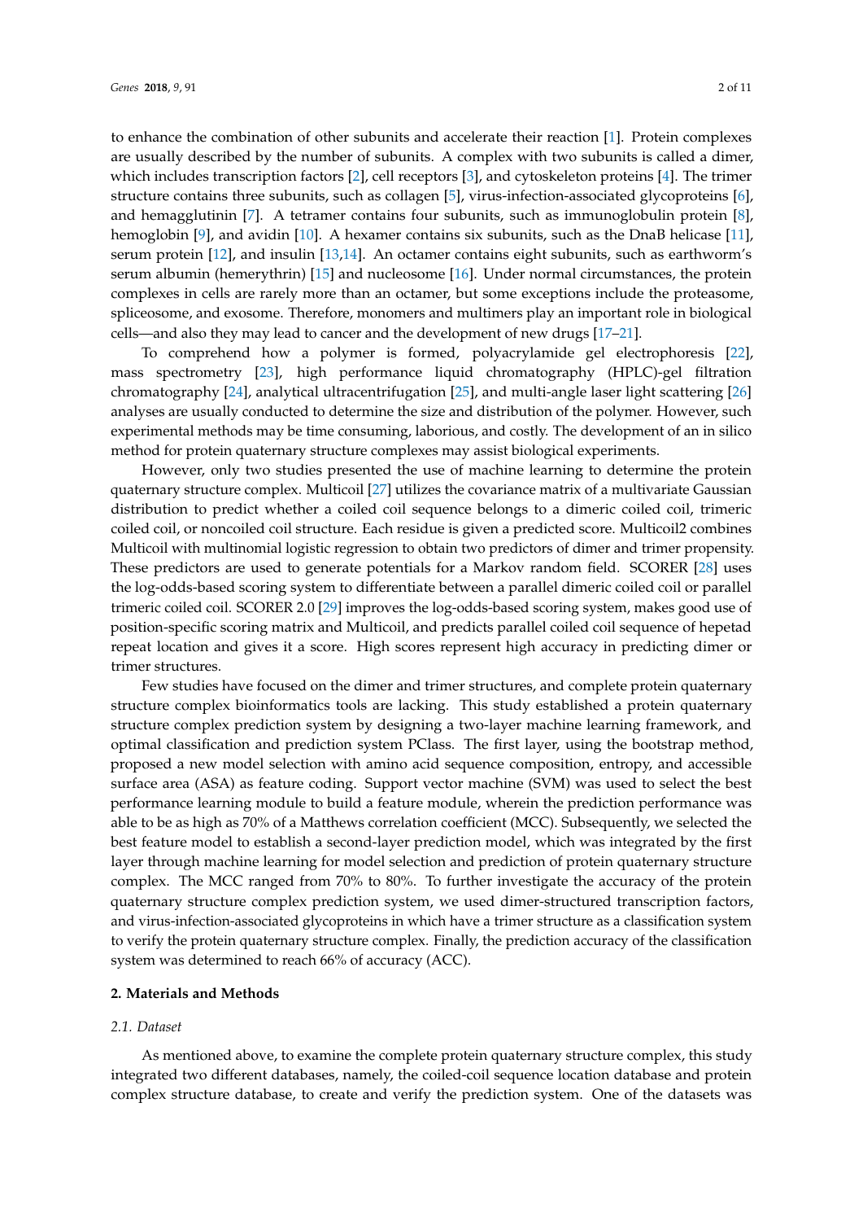to enhance the combination of other subunits and accelerate their reaction [1]. Protein complexes are usually described by the number of subunits. A complex with two subunits is called a dimer, which includes transcription factors [2], cell receptors [3], and cytoskeleton proteins [4]. The trimer structure contains three subunits, such as collagen [5], virus-infection-associated glycoproteins [6], and hemagglutinin [7]. A tetramer contains four subunits, such as immunoglobulin protein [8], hemoglobin [9], and avidin [10]. A hexamer contains six subunits, such as the DnaB helicase [11], serum protein [12], and insulin [13,14]. An octamer contains eight subunits, such as earthworm's serum albumin (hemerythrin) [15] and nucleosome [16]. Under normal circumstances, the protein complexes in cells are rarely more than an octamer, but some exceptions include the proteasome, spliceosome, and exosome. Therefore, monomers and multimers play an important role in biological cells—and also they may lead to cancer and the development of new drugs [17–21].

To comprehend how a polymer is formed, polyacrylamide gel electrophoresis [22], mass spectrometry [23], high performance liquid chromatography (HPLC)-gel filtration chromatography [24], analytical ultracentrifugation [25], and multi-angle laser light scattering [26] analyses are usually conducted to determine the size and distribution of the polymer. However, such experimental methods may be time consuming, laborious, and costly. The development of an in silico method for protein quaternary structure complexes may assist biological experiments.

However, only two studies presented the use of machine learning to determine the protein quaternary structure complex. Multicoil [27] utilizes the covariance matrix of a multivariate Gaussian distribution to predict whether a coiled coil sequence belongs to a dimeric coiled coil, trimeric coiled coil, or noncoiled coil structure. Each residue is given a predicted score. Multicoil2 combines Multicoil with multinomial logistic regression to obtain two predictors of dimer and trimer propensity. These predictors are used to generate potentials for a Markov random field. SCORER [28] uses the log-odds-based scoring system to differentiate between a parallel dimeric coiled coil or parallel trimeric coiled coil. SCORER 2.0 [29] improves the log-odds-based scoring system, makes good use of position-specific scoring matrix and Multicoil, and predicts parallel coiled coil sequence of hepetad repeat location and gives it a score. High scores represent high accuracy in predicting dimer or trimer structures.

Few studies have focused on the dimer and trimer structures, and complete protein quaternary structure complex bioinformatics tools are lacking. This study established a protein quaternary structure complex prediction system by designing a two-layer machine learning framework, and optimal classification and prediction system PClass. The first layer, using the bootstrap method, proposed a new model selection with amino acid sequence composition, entropy, and accessible surface area (ASA) as feature coding. Support vector machine (SVM) was used to select the best performance learning module to build a feature module, wherein the prediction performance was able to be as high as 70% of a Matthews correlation coefficient (MCC). Subsequently, we selected the best feature model to establish a second-layer prediction model, which was integrated by the first layer through machine learning for model selection and prediction of protein quaternary structure complex. The MCC ranged from 70% to 80%. To further investigate the accuracy of the protein quaternary structure complex prediction system, we used dimer-structured transcription factors, and virus-infection-associated glycoproteins in which have a trimer structure as a classification system to verify the protein quaternary structure complex. Finally, the prediction accuracy of the classification system was determined to reach 66% of accuracy (ACC).

## 2. Materials and Methods

### 2.1. Dataset

As mentioned above, to examine the complete protein quaternary structure complex, this study integrated two different databases, namely, the coiled-coil sequence location database and protein complex structure database, to create and verify the prediction system. One of the datasets was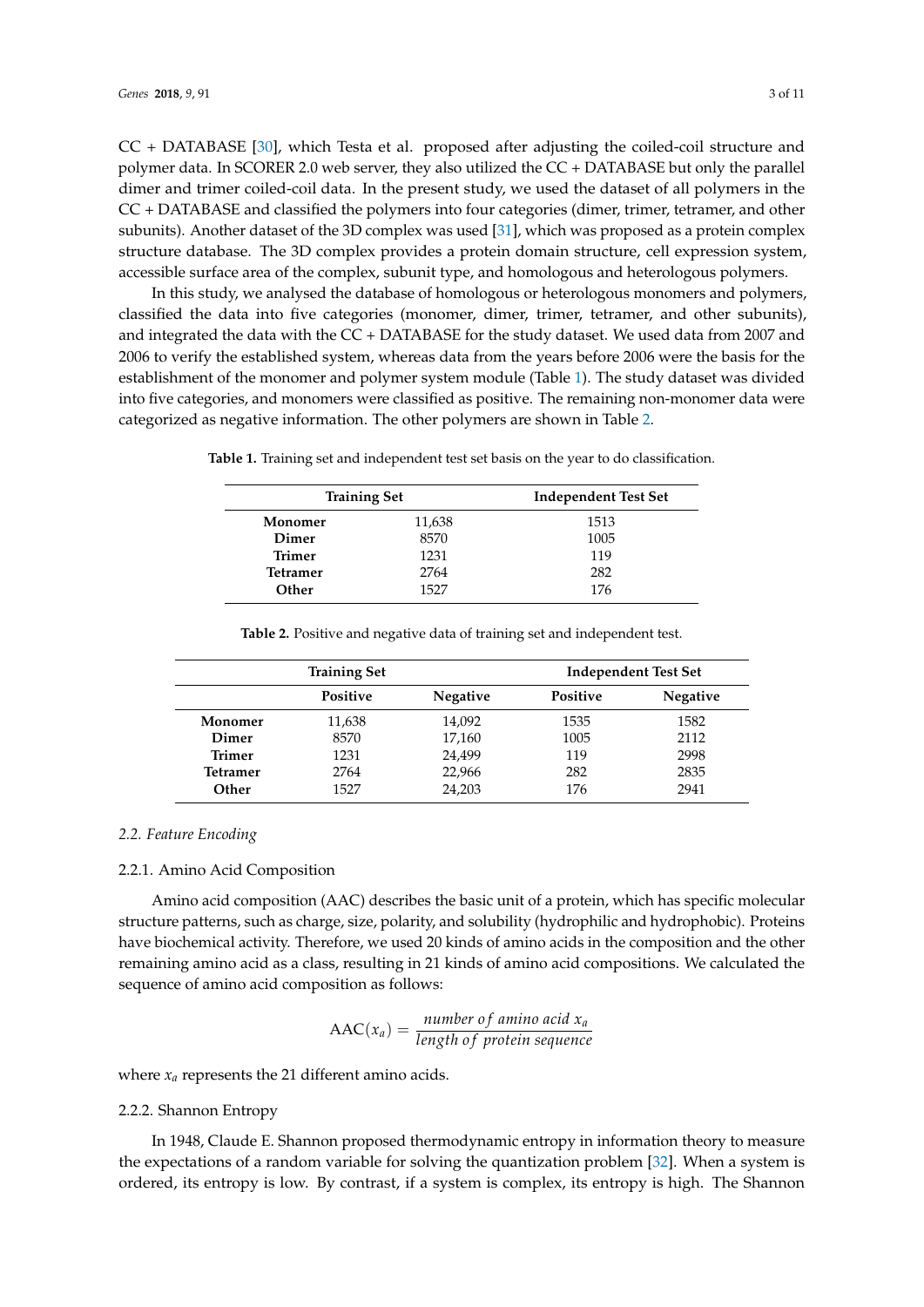CC + DATABASE [30], which Testa et al. proposed after adjusting the coiled-coil structure and polymer data. In SCORER 2.0 web server, they also utilized the CC + DATABASE but only the parallel dimer and trimer coiled-coil data. In the present study, we used the dataset of all polymers in the CC + DATABASE and classified the polymers into four categories (dimer, trimer, tetramer, and other subunits). Another dataset of the 3D complex was used [31], which was proposed as a protein complex structure database. The 3D complex provides a protein domain structure, cell expression system, accessible surface area of the complex, subunit type, and homologous and heterologous polymers.

In this study, we analysed the database of homologous or heterologous monomers and polymers, classified the data into five categories (monomer, dimer, trimer, tetramer, and other subunits), and integrated the data with the CC + DATABASE for the study dataset. We used data from 2007 and 2006 to verify the established system, whereas data from the years before 2006 were the basis for the establishment of the monomer and polymer system module (Table 1). The study dataset was divided into five categories, and monomers were classified as positive. The remaining non-monomer data were categorized as negative information. The other polymers are shown in Table 2.

**Table 1.** Training set and independent test set basis on the year to do classification.

| Training Set | | Independent Test Set |
|---|---|---|
| **Monomer** | 11,638 | 1513 |
| **Dimer** | 8570 | 1005 |
| **Trimer** | 1231 | 119 |
| **Tetramer** | 2764 | 282 |
| **Other** | 1527 | 176 |

**Table 2.** Positive and negative data of training set and independent test.

| | Training Set | | Independent Test Set | |
|---|---|---|---|---|
| | **Positive** | **Negative** | **Positive** | **Negative** |
| **Monomer** | 11,638 | 14,092 | 1535 | 1582 |
| **Dimer** | 8570 | 17,160 | 1005 | 2112 |
| **Trimer** | 1231 | 24,499 | 119 | 2998 |
| **Tetramer** | 2764 | 22,966 | 282 | 2835 |
| **Other** | 1527 | 24,203 | 176 | 2941 |

### *2.2. Feature Encoding*

#### 2.2.1. Amino Acid Composition

Amino acid composition (AAC) describes the basic unit of a protein, which has specific molecular structure patterns, such as charge, size, polarity, and solubility (hydrophilic and hydrophobic). Proteins have biochemical activity. Therefore, we used 20 kinds of amino acids in the composition and the other remaining amino acid as a class, resulting in 21 kinds of amino acid compositions. We calculated the sequence of amino acid composition as follows:

$$\mathrm{AAC}(x_a) = \frac{number\ of\ amino\ acid\ x_a}{length\ of\ protein\ sequence}$$

where $x_a$ represents the 21 different amino acids.

#### 2.2.2. Shannon Entropy

In 1948, Claude E. Shannon proposed thermodynamic entropy in information theory to measure the expectations of a random variable for solving the quantization problem [32]. When a system is ordered, its entropy is low. By contrast, if a system is complex, its entropy is high. The Shannon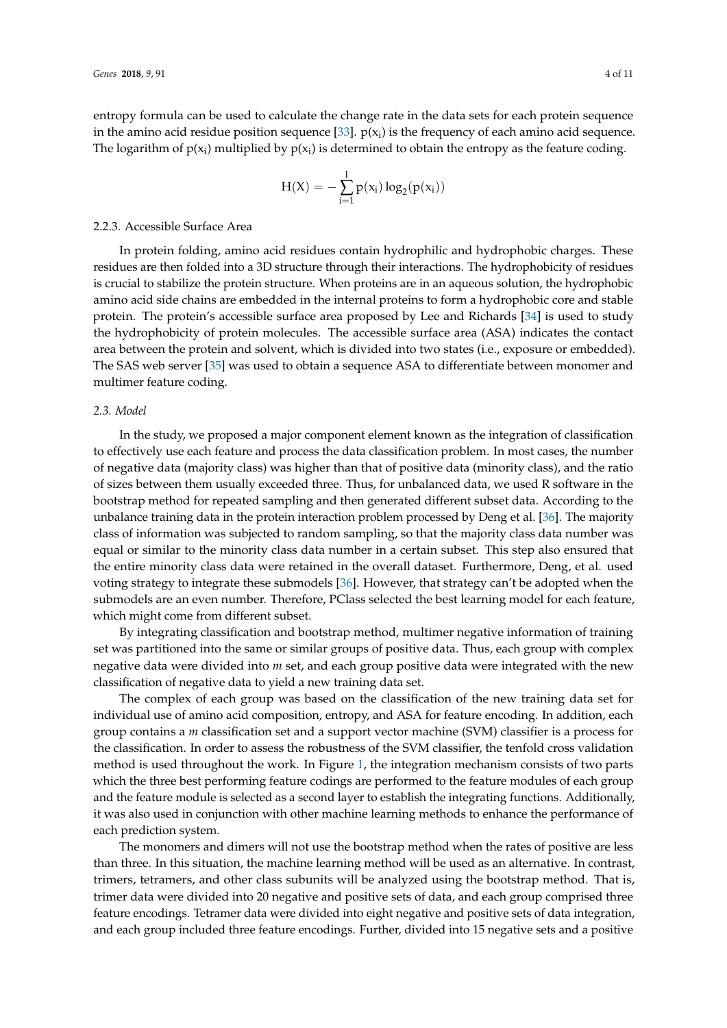entropy formula can be used to calculate the change rate in the data sets for each protein sequence in the amino acid residue position sequence [33]. $p(x_i)$ is the frequency of each amino acid sequence. The logarithm of $p(x_i)$ multiplied by $p(x_i)$ is determined to obtain the entropy as the feature coding.

$$H(X) = -\sum_{i=1}^{I} p(x_i)\log_2(p(x_i))$$

### 2.2.3. Accessible Surface Area

In protein folding, amino acid residues contain hydrophilic and hydrophobic charges. These residues are then folded into a 3D structure through their interactions. The hydrophobicity of residues is crucial to stabilize the protein structure. When proteins are in an aqueous solution, the hydrophobic amino acid side chains are embedded in the internal proteins to form a hydrophobic core and stable protein. The protein's accessible surface area proposed by Lee and Richards [34] is used to study the hydrophobicity of protein molecules. The accessible surface area (ASA) indicates the contact area between the protein and solvent, which is divided into two states (i.e., exposure or embedded). The SAS web server [35] was used to obtain a sequence ASA to differentiate between monomer and multimer feature coding.

## *2.3. Model*

In the study, we proposed a major component element known as the integration of classification to effectively use each feature and process the data classification problem. In most cases, the number of negative data (majority class) was higher than that of positive data (minority class), and the ratio of sizes between them usually exceeded three. Thus, for unbalanced data, we used R software in the bootstrap method for repeated sampling and then generated different subset data. According to the unbalance training data in the protein interaction problem processed by Deng et al. [36]. The majority class of information was subjected to random sampling, so that the majority class data number was equal or similar to the minority class data number in a certain subset. This step also ensured that the entire minority class data were retained in the overall dataset. Furthermore, Deng, et al. used voting strategy to integrate these submodels [36]. However, that strategy can't be adopted when the submodels are an even number. Therefore, PClass selected the best learning model for each feature, which might come from different subset.

By integrating classification and bootstrap method, multimer negative information of training set was partitioned into the same or similar groups of positive data. Thus, each group with complex negative data were divided into *m* set, and each group positive data were integrated with the new classification of negative data to yield a new training data set.

The complex of each group was based on the classification of the new training data set for individual use of amino acid composition, entropy, and ASA for feature encoding. In addition, each group contains a *m* classification set and a support vector machine (SVM) classifier is a process for the classification. In order to assess the robustness of the SVM classifier, the tenfold cross validation method is used throughout the work. In Figure 1, the integration mechanism consists of two parts which the three best performing feature codings are performed to the feature modules of each group and the feature module is selected as a second layer to establish the integrating functions. Additionally, it was also used in conjunction with other machine learning methods to enhance the performance of each prediction system.

The monomers and dimers will not use the bootstrap method when the rates of positive are less than three. In this situation, the machine learning method will be used as an alternative. In contrast, trimers, tetramers, and other class subunits will be analyzed using the bootstrap method. That is, trimer data were divided into 20 negative and positive sets of data, and each group comprised three feature encodings. Tetramer data were divided into eight negative and positive sets of data integration, and each group included three feature encodings. Further, divided into 15 negative sets and a positive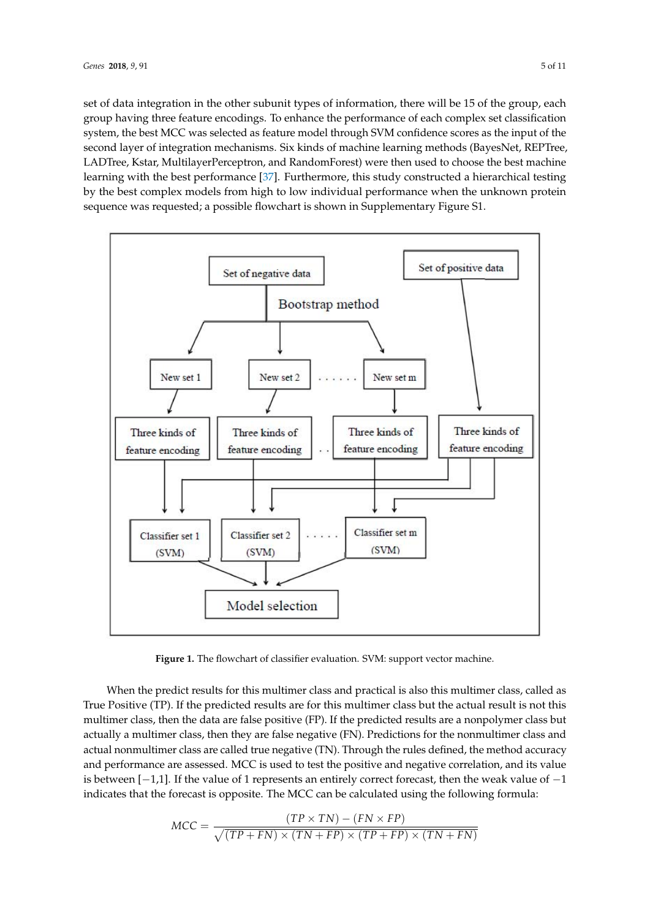set of data integration in the other subunit types of information, there will be 15 of the group, each group having three feature encodings. To enhance the performance of each complex set classification system, the best MCC was selected as feature model through SVM confidence scores as the input of the second layer of integration mechanisms. Six kinds of machine learning methods (BayesNet, REPTree, LADTree, Kstar, MultilayerPerceptron, and RandomForest) were then used to choose the best machine learning with the best performance [37]. Furthermore, this study constructed a hierarchical testing by the best complex models from high to low individual performance when the unknown protein sequence was requested; a possible flowchart is shown in Supplementary Figure S1.

**Figure 1.** The flowchart of classifier evaluation. SVM: support vector machine.

When the predict results for this multimer class and practical is also this multimer class, called as True Positive (TP). If the predicted results are for this multimer class but the actual result is not this multimer class, then the data are false positive (FP). If the predicted results are a nonpolymer class but actually a multimer class, then they are false negative (FN). Predictions for the nonmultimer class and actual nonmultimer class are called true negative (TN). Through the rules defined, the method accuracy and performance are assessed. MCC is used to test the positive and negative correlation, and its value is between [−1,1]. If the value of 1 represents an entirely correct forecast, then the weak value of −1 indicates that the forecast is opposite. The MCC can be calculated using the following formula:

$$MCC = \frac{(TP \times TN) - (FN \times FP)}{\sqrt{(TP + FN) \times (TN + FP) \times (TP + FP) \times (TN + FN)}}$$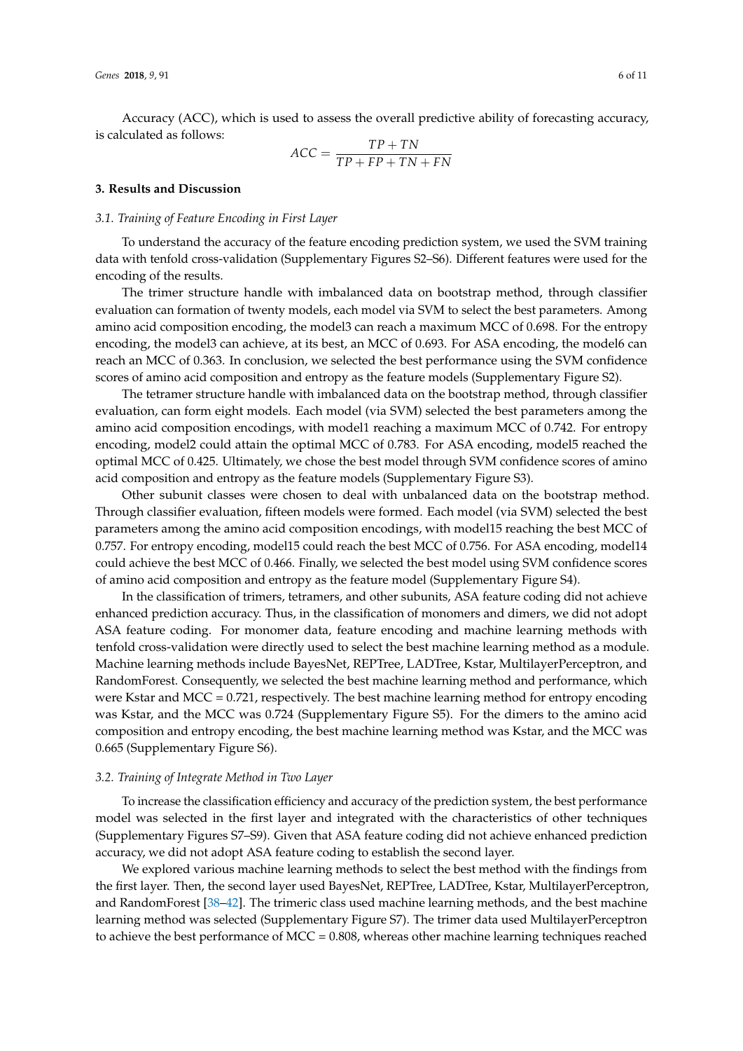Accuracy (ACC), which is used to assess the overall predictive ability of forecasting accuracy, is calculated as follows:

$$ACC = \frac{TP + TN}{TP + FP + TN + FN}$$

## 3. Results and Discussion

### 3.1. Training of Feature Encoding in First Layer

To understand the accuracy of the feature encoding prediction system, we used the SVM training data with tenfold cross-validation (Supplementary Figures S2–S6). Different features were used for the encoding of the results.

The trimer structure handle with imbalanced data on bootstrap method, through classifier evaluation can formation of twenty models, each model via SVM to select the best parameters. Among amino acid composition encoding, the model3 can reach a maximum MCC of 0.698. For the entropy encoding, the model3 can achieve, at its best, an MCC of 0.693. For ASA encoding, the model6 can reach an MCC of 0.363. In conclusion, we selected the best performance using the SVM confidence scores of amino acid composition and entropy as the feature models (Supplementary Figure S2).

The tetramer structure handle with imbalanced data on the bootstrap method, through classifier evaluation, can form eight models. Each model (via SVM) selected the best parameters among the amino acid composition encodings, with model1 reaching a maximum MCC of 0.742. For entropy encoding, model2 could attain the optimal MCC of 0.783. For ASA encoding, model5 reached the optimal MCC of 0.425. Ultimately, we chose the best model through SVM confidence scores of amino acid composition and entropy as the feature models (Supplementary Figure S3).

Other subunit classes were chosen to deal with unbalanced data on the bootstrap method. Through classifier evaluation, fifteen models were formed. Each model (via SVM) selected the best parameters among the amino acid composition encodings, with model15 reaching the best MCC of 0.757. For entropy encoding, model15 could reach the best MCC of 0.756. For ASA encoding, model14 could achieve the best MCC of 0.466. Finally, we selected the best model using SVM confidence scores of amino acid composition and entropy as the feature model (Supplementary Figure S4).

In the classification of trimers, tetramers, and other subunits, ASA feature coding did not achieve enhanced prediction accuracy. Thus, in the classification of monomers and dimers, we did not adopt ASA feature coding. For monomer data, feature encoding and machine learning methods with tenfold cross-validation were directly used to select the best machine learning method as a module. Machine learning methods include BayesNet, REPTree, LADTree, Kstar, MultilayerPerceptron, and RandomForest. Consequently, we selected the best machine learning method and performance, which were Kstar and MCC = 0.721, respectively. The best machine learning method for entropy encoding was Kstar, and the MCC was 0.724 (Supplementary Figure S5). For the dimers to the amino acid composition and entropy encoding, the best machine learning method was Kstar, and the MCC was 0.665 (Supplementary Figure S6).

### 3.2. Training of Integrate Method in Two Layer

To increase the classification efficiency and accuracy of the prediction system, the best performance model was selected in the first layer and integrated with the characteristics of other techniques (Supplementary Figures S7–S9). Given that ASA feature coding did not achieve enhanced prediction accuracy, we did not adopt ASA feature coding to establish the second layer.

We explored various machine learning methods to select the best method with the findings from the first layer. Then, the second layer used BayesNet, REPTree, LADTree, Kstar, MultilayerPerceptron, and RandomForest [38–42]. The trimeric class used machine learning methods, and the best machine learning method was selected (Supplementary Figure S7). The trimer data used MultilayerPerceptron to achieve the best performance of MCC = 0.808, whereas other machine learning techniques reached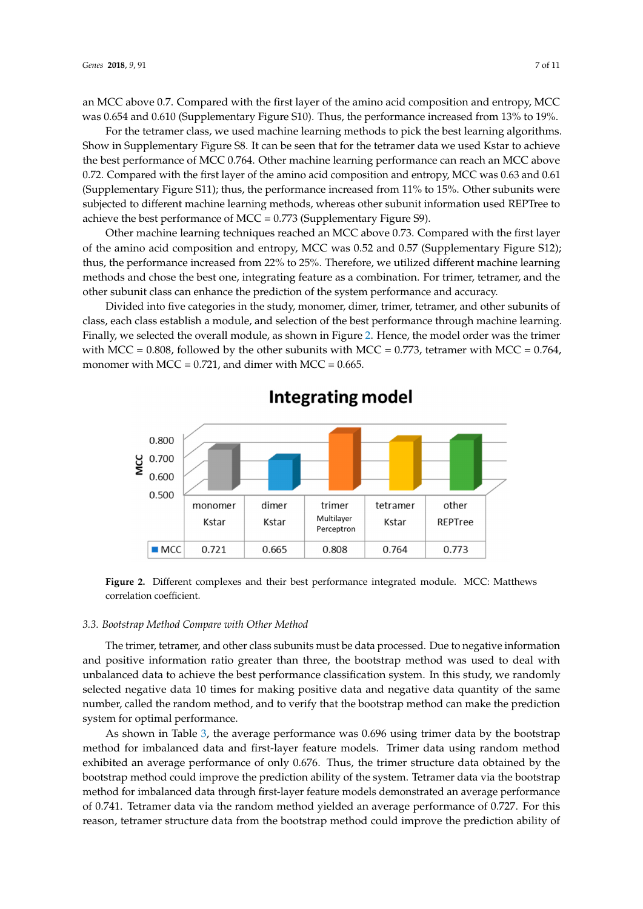an MCC above 0.7. Compared with the first layer of the amino acid composition and entropy, MCC was 0.654 and 0.610 (Supplementary Figure S10). Thus, the performance increased from 13% to 19%.

For the tetramer class, we used machine learning methods to pick the best learning algorithms. Show in Supplementary Figure S8. It can be seen that for the tetramer data we used Kstar to achieve the best performance of MCC 0.764. Other machine learning performance can reach an MCC above 0.72. Compared with the first layer of the amino acid composition and entropy, MCC was 0.63 and 0.61 (Supplementary Figure S11); thus, the performance increased from 11% to 15%. Other subunits were subjected to different machine learning methods, whereas other subunit information used REPTree to achieve the best performance of MCC = 0.773 (Supplementary Figure S9).

Other machine learning techniques reached an MCC above 0.73. Compared with the first layer of the amino acid composition and entropy, MCC was 0.52 and 0.57 (Supplementary Figure S12); thus, the performance increased from 22% to 25%. Therefore, we utilized different machine learning methods and chose the best one, integrating feature as a combination. For trimer, tetramer, and the other subunit class can enhance the prediction of the system performance and accuracy.

Divided into five categories in the study, monomer, dimer, trimer, tetramer, and other subunits of class, each class establish a module, and selection of the best performance through machine learning. Finally, we selected the overall module, as shown in Figure 2. Hence, the model order was the trimer with MCC = 0.808, followed by the other subunits with MCC = 0.773, tetramer with MCC = 0.764, monomer with MCC = 0.721, and dimer with MCC = 0.665.

**Integrating model**

| | monomer Kstar | dimer Kstar | trimer Multilayer Perceptron | tetramer Kstar | other REPTree |
|---|---|---|---|---|---|
| MCC | 0.721 | 0.665 | 0.808 | 0.764 | 0.773 |

**Figure 2.** Different complexes and their best performance integrated module. MCC: Matthews correlation coefficient.

### *3.3. Bootstrap Method Compare with Other Method*

The trimer, tetramer, and other class subunits must be data processed. Due to negative information and positive information ratio greater than three, the bootstrap method was used to deal with unbalanced data to achieve the best performance classification system. In this study, we randomly selected negative data 10 times for making positive data and negative data quantity of the same number, called the random method, and to verify that the bootstrap method can make the prediction system for optimal performance.

As shown in Table 3, the average performance was 0.696 using trimer data by the bootstrap method for imbalanced data and first-layer feature models. Trimer data using random method exhibited an average performance of only 0.676. Thus, the trimer structure data obtained by the bootstrap method could improve the prediction ability of the system. Tetramer data via the bootstrap method for imbalanced data through first-layer feature models demonstrated an average performance of 0.741. Tetramer data via the random method yielded an average performance of 0.727. For this reason, tetramer structure data from the bootstrap method could improve the prediction ability of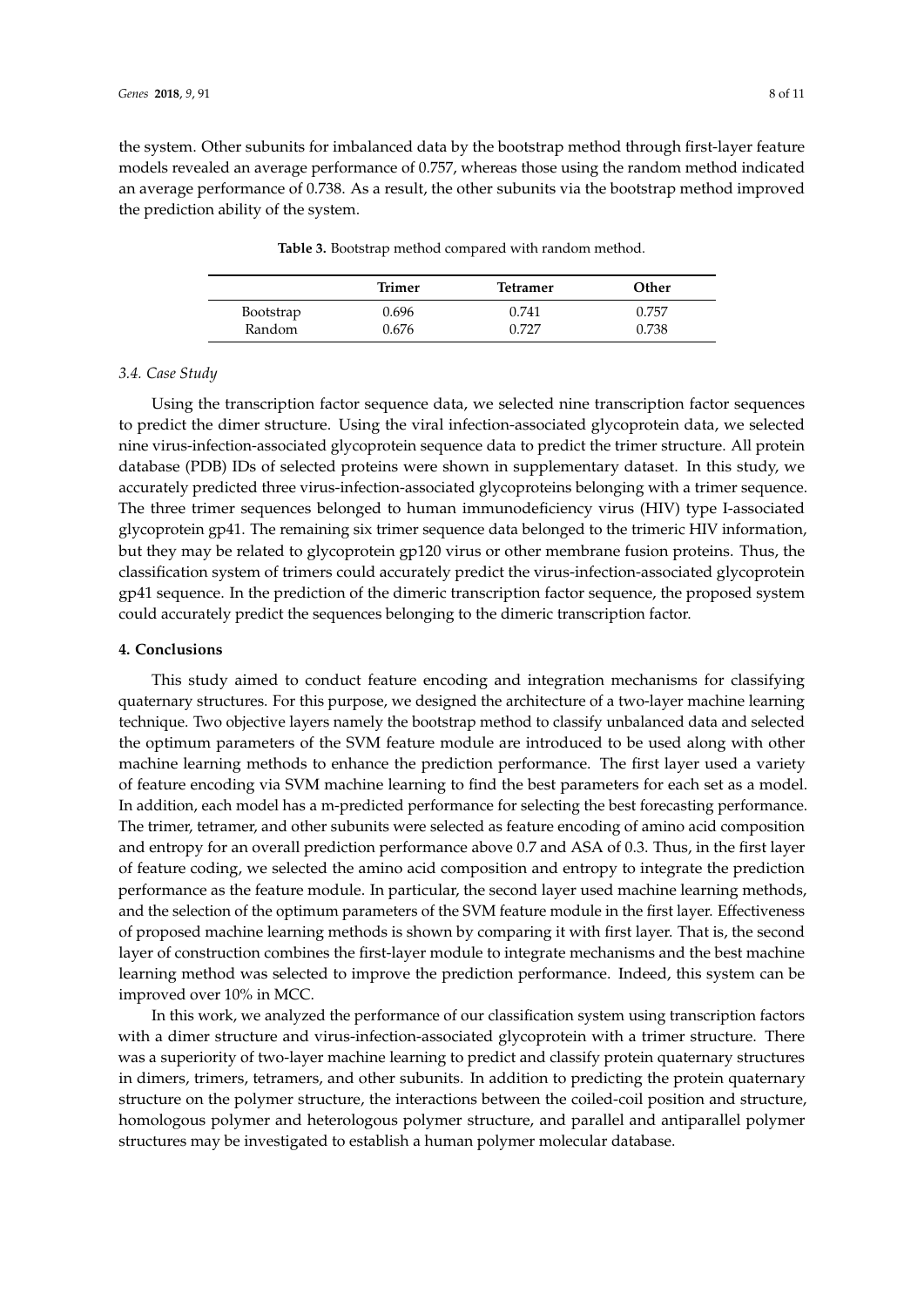the system. Other subunits for imbalanced data by the bootstrap method through first-layer feature models revealed an average performance of 0.757, whereas those using the random method indicated an average performance of 0.738. As a result, the other subunits via the bootstrap method improved the prediction ability of the system.

**Table 3.** Bootstrap method compared with random method.

| | Trimer | Tetramer | Other |
|---|---|---|---|
| Bootstrap | 0.696 | 0.741 | 0.757 |
| Random | 0.676 | 0.727 | 0.738 |

### 3.4. Case Study

Using the transcription factor sequence data, we selected nine transcription factor sequences to predict the dimer structure. Using the viral infection-associated glycoprotein data, we selected nine virus-infection-associated glycoprotein sequence data to predict the trimer structure. All protein database (PDB) IDs of selected proteins were shown in supplementary dataset. In this study, we accurately predicted three virus-infection-associated glycoproteins belonging with a trimer sequence. The three trimer sequences belonged to human immunodeficiency virus (HIV) type I-associated glycoprotein gp41. The remaining six trimer sequence data belonged to the trimeric HIV information, but they may be related to glycoprotein gp120 virus or other membrane fusion proteins. Thus, the classification system of trimers could accurately predict the virus-infection-associated glycoprotein gp41 sequence. In the prediction of the dimeric transcription factor sequence, the proposed system could accurately predict the sequences belonging to the dimeric transcription factor.

## 4. Conclusions

This study aimed to conduct feature encoding and integration mechanisms for classifying quaternary structures. For this purpose, we designed the architecture of a two-layer machine learning technique. Two objective layers namely the bootstrap method to classify unbalanced data and selected the optimum parameters of the SVM feature module are introduced to be used along with other machine learning methods to enhance the prediction performance. The first layer used a variety of feature encoding via SVM machine learning to find the best parameters for each set as a model. In addition, each model has a m-predicted performance for selecting the best forecasting performance. The trimer, tetramer, and other subunits were selected as feature encoding of amino acid composition and entropy for an overall prediction performance above 0.7 and ASA of 0.3. Thus, in the first layer of feature coding, we selected the amino acid composition and entropy to integrate the prediction performance as the feature module. In particular, the second layer used machine learning methods, and the selection of the optimum parameters of the SVM feature module in the first layer. Effectiveness of proposed machine learning methods is shown by comparing it with first layer. That is, the second layer of construction combines the first-layer module to integrate mechanisms and the best machine learning method was selected to improve the prediction performance. Indeed, this system can be improved over 10% in MCC.

In this work, we analyzed the performance of our classification system using transcription factors with a dimer structure and virus-infection-associated glycoprotein with a trimer structure. There was a superiority of two-layer machine learning to predict and classify protein quaternary structures in dimers, trimers, tetramers, and other subunits. In addition to predicting the protein quaternary structure on the polymer structure, the interactions between the coiled-coil position and structure, homologous polymer and heterologous polymer structure, and parallel and antiparallel polymer structures may be investigated to establish a human polymer molecular database.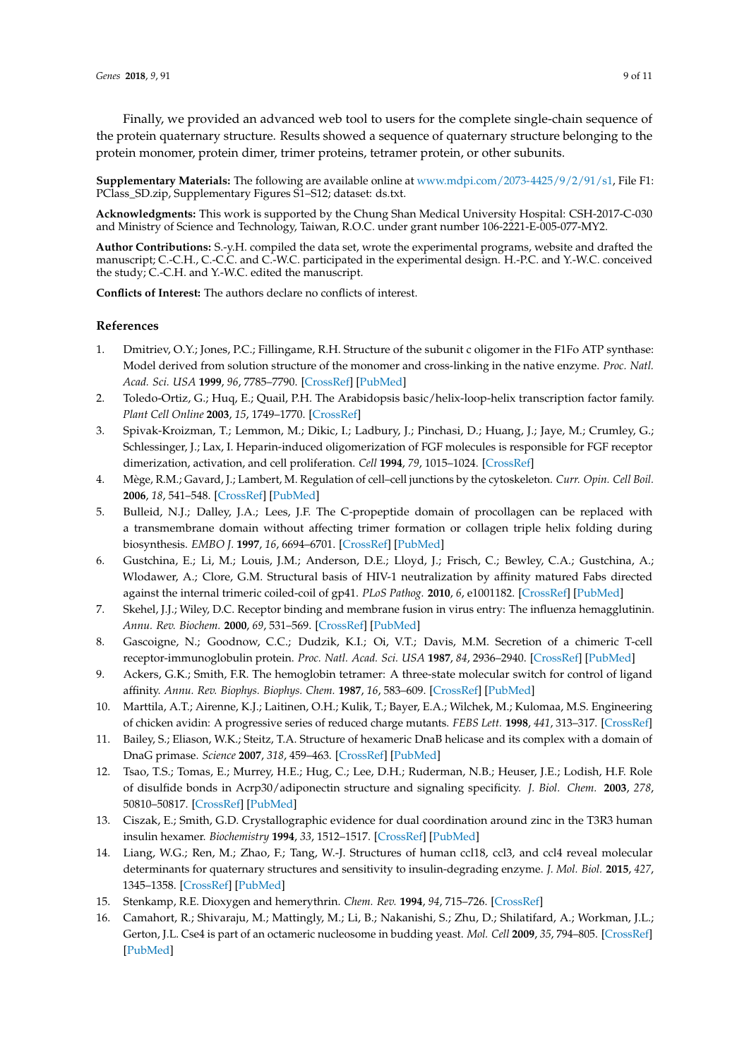Finally, we provided an advanced web tool to users for the complete single-chain sequence of the protein quaternary structure. Results showed a sequence of quaternary structure belonging to the protein monomer, protein dimer, trimer proteins, tetramer protein, or other subunits.

**Supplementary Materials:** The following are available online at www.mdpi.com/2073-4425/9/2/91/s1, File F1: PClass_SD.zip, Supplementary Figures S1–S12; dataset: ds.txt.

**Acknowledgments:** This work is supported by the Chung Shan Medical University Hospital: CSH-2017-C-030 and Ministry of Science and Technology, Taiwan, R.O.C. under grant number 106-2221-E-005-077-MY2.

**Author Contributions:** S.-y.H. compiled the data set, wrote the experimental programs, website and drafted the manuscript; C.-C.H., C.-C.C. and C.-W.C. participated in the experimental design. H.-P.C. and Y.-W.C. conceived the study; C.-C.H. and Y.-W.C. edited the manuscript.

**Conflicts of Interest:** The authors declare no conflicts of interest.

## References

1. Dmitriev, O.Y.; Jones, P.C.; Fillingame, R.H. Structure of the subunit c oligomer in the F1Fo ATP synthase: Model derived from solution structure of the monomer and cross-linking in the native enzyme. *Proc. Natl. Acad. Sci. USA* **1999**, *96*, 7785–7790. [CrossRef] [PubMed]
2. Toledo-Ortiz, G.; Huq, E.; Quail, P.H. The Arabidopsis basic/helix-loop-helix transcription factor family. *Plant Cell Online* **2003**, *15*, 1749–1770. [CrossRef]
3. Spivak-Kroizman, T.; Lemmon, M.; Dikic, I.; Ladbury, J.; Pinchasi, D.; Huang, J.; Jaye, M.; Crumley, G.; Schlessinger, J.; Lax, I. Heparin-induced oligomerization of FGF molecules is responsible for FGF receptor dimerization, activation, and cell proliferation. *Cell* **1994**, *79*, 1015–1024. [CrossRef]
4. Mège, R.M.; Gavard, J.; Lambert, M. Regulation of cell–cell junctions by the cytoskeleton. *Curr. Opin. Cell Boil.* **2006**, *18*, 541–548. [CrossRef] [PubMed]
5. Bulleid, N.J.; Dalley, J.A.; Lees, J.F. The C-propeptide domain of procollagen can be replaced with a transmembrane domain without affecting trimer formation or collagen triple helix folding during biosynthesis. *EMBO J.* **1997**, *16*, 6694–6701. [CrossRef] [PubMed]
6. Gustchina, E.; Li, M.; Louis, J.M.; Anderson, D.E.; Lloyd, J.; Frisch, C.; Bewley, C.A.; Gustchina, A.; Wlodawer, A.; Clore, G.M. Structural basis of HIV-1 neutralization by affinity matured Fabs directed against the internal trimeric coiled-coil of gp41. *PLoS Pathog.* **2010**, *6*, e1001182. [CrossRef] [PubMed]
7. Skehel, J.J.; Wiley, D.C. Receptor binding and membrane fusion in virus entry: The influenza hemagglutinin. *Annu. Rev. Biochem.* **2000**, *69*, 531–569. [CrossRef] [PubMed]
8. Gascoigne, N.; Goodnow, C.C.; Dudzik, K.I.; Oi, V.T.; Davis, M.M. Secretion of a chimeric T-cell receptor-immunoglobulin protein. *Proc. Natl. Acad. Sci. USA* **1987**, *84*, 2936–2940. [CrossRef] [PubMed]
9. Ackers, G.K.; Smith, F.R. The hemoglobin tetramer: A three-state molecular switch for control of ligand affinity. *Annu. Rev. Biophys. Biophys. Chem.* **1987**, *16*, 583–609. [CrossRef] [PubMed]
10. Marttila, A.T.; Airenne, K.J.; Laitinen, O.H.; Kulik, T.; Bayer, E.A.; Wilchek, M.; Kulomaa, M.S. Engineering of chicken avidin: A progressive series of reduced charge mutants. *FEBS Lett.* **1998**, *441*, 313–317. [CrossRef]
11. Bailey, S.; Eliason, W.K.; Steitz, T.A. Structure of hexameric DnaB helicase and its complex with a domain of DnaG primase. *Science* **2007**, *318*, 459–463. [CrossRef] [PubMed]
12. Tsao, T.S.; Tomas, E.; Murrey, H.E.; Hug, C.; Lee, D.H.; Ruderman, N.B.; Heuser, J.E.; Lodish, H.F. Role of disulfide bonds in Acrp30/adiponectin structure and signaling specificity. *J. Biol. Chem.* **2003**, *278*, 50810–50817. [CrossRef] [PubMed]
13. Ciszak, E.; Smith, G.D. Crystallographic evidence for dual coordination around zinc in the T3R3 human insulin hexamer. *Biochemistry* **1994**, *33*, 1512–1517. [CrossRef] [PubMed]
14. Liang, W.G.; Ren, M.; Zhao, F.; Tang, W.-J. Structures of human ccl18, ccl3, and ccl4 reveal molecular determinants for quaternary structures and sensitivity to insulin-degrading enzyme. *J. Mol. Biol.* **2015**, *427*, 1345–1358. [CrossRef] [PubMed]
15. Stenkamp, R.E. Dioxygen and hemerythrin. *Chem. Rev.* **1994**, *94*, 715–726. [CrossRef]
16. Camahort, R.; Shivaraju, M.; Mattingly, M.; Li, B.; Nakanishi, S.; Zhu, D.; Shilatifard, A.; Workman, J.L.; Gerton, J.L. Cse4 is part of an octameric nucleosome in budding yeast. *Mol. Cell* **2009**, *35*, 794–805. [CrossRef] [PubMed]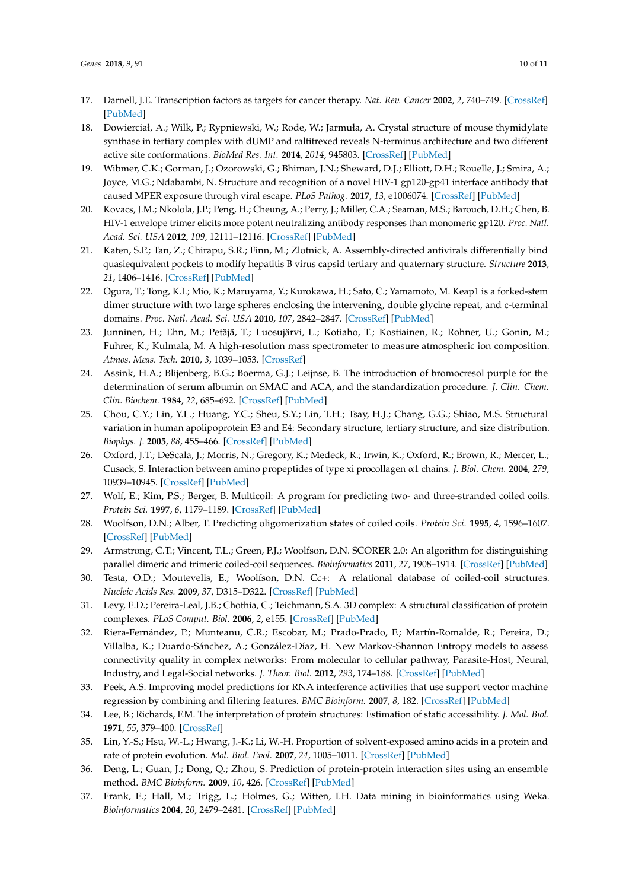17. Darnell, J.E. Transcription factors as targets for cancer therapy. *Nat. Rev. Cancer* **2002**, *2*, 740–749. [CrossRef] [PubMed]
18. Dowierciał, A.; Wilk, P.; Rypniewski, W.; Rode, W.; Jarmuła, A. Crystal structure of mouse thymidylate synthase in tertiary complex with dUMP and raltitrexed reveals N-terminus architecture and two different active site conformations. *BioMed Res. Int.* **2014**, *2014*, 945803. [CrossRef] [PubMed]
19. Wibmer, C.K.; Gorman, J.; Ozorowski, G.; Bhiman, J.N.; Sheward, D.J.; Elliott, D.H.; Rouelle, J.; Smira, A.; Joyce, M.G.; Ndabambi, N. Structure and recognition of a novel HIV-1 gp120-gp41 interface antibody that caused MPER exposure through viral escape. *PLoS Pathog.* **2017**, *13*, e1006074. [CrossRef] [PubMed]
20. Kovacs, J.M.; Nkolola, J.P.; Peng, H.; Cheung, A.; Perry, J.; Miller, C.A.; Seaman, M.S.; Barouch, D.H.; Chen, B. HIV-1 envelope trimer elicits more potent neutralizing antibody responses than monomeric gp120. *Proc. Natl. Acad. Sci. USA* **2012**, *109*, 12111–12116. [CrossRef] [PubMed]
21. Katen, S.P.; Tan, Z.; Chirapu, S.R.; Finn, M.; Zlotnick, A. Assembly-directed antivirals differentially bind quasiequivalent pockets to modify hepatitis B virus capsid tertiary and quaternary structure. *Structure* **2013**, *21*, 1406–1416. [CrossRef] [PubMed]
22. Ogura, T.; Tong, K.I.; Mio, K.; Maruyama, Y.; Kurokawa, H.; Sato, C.; Yamamoto, M. Keap1 is a forked-stem dimer structure with two large spheres enclosing the intervening, double glycine repeat, and c-terminal domains. *Proc. Natl. Acad. Sci. USA* **2010**, *107*, 2842–2847. [CrossRef] [PubMed]
23. Junninen, H.; Ehn, M.; Petäjä, T.; Luosujärvi, L.; Kotiaho, T.; Kostiainen, R.; Rohner, U.; Gonin, M.; Fuhrer, K.; Kulmala, M. A high-resolution mass spectrometer to measure atmospheric ion composition. *Atmos. Meas. Tech.* **2010**, *3*, 1039–1053. [CrossRef]
24. Assink, H.A.; Blijenberg, B.G.; Boerma, G.J.; Leijnse, B. The introduction of bromocresol purple for the determination of serum albumin on SMAC and ACA, and the standardization procedure. *J. Clin. Chem. Clin. Biochem.* **1984**, *22*, 685–692. [CrossRef] [PubMed]
25. Chou, C.Y.; Lin, Y.L.; Huang, Y.C.; Sheu, S.Y.; Lin, T.H.; Tsay, H.J.; Chang, G.G.; Shiao, M.S. Structural variation in human apolipoprotein E3 and E4: Secondary structure, tertiary structure, and size distribution. *Biophys. J.* **2005**, *88*, 455–466. [CrossRef] [PubMed]
26. Oxford, J.T.; DeScala, J.; Morris, N.; Gregory, K.; Medeck, R.; Irwin, K.; Oxford, R.; Brown, R.; Mercer, L.; Cusack, S. Interaction between amino propeptides of type xi procollagen α1 chains. *J. Biol. Chem.* **2004**, *279*, 10939–10945. [CrossRef] [PubMed]
27. Wolf, E.; Kim, P.S.; Berger, B. Multicoil: A program for predicting two- and three-stranded coiled coils. *Protein Sci.* **1997**, *6*, 1179–1189. [CrossRef] [PubMed]
28. Woolfson, D.N.; Alber, T. Predicting oligomerization states of coiled coils. *Protein Sci.* **1995**, *4*, 1596–1607. [CrossRef] [PubMed]
29. Armstrong, C.T.; Vincent, T.L.; Green, P.J.; Woolfson, D.N. SCORER 2.0: An algorithm for distinguishing parallel dimeric and trimeric coiled-coil sequences. *Bioinformatics* **2011**, *27*, 1908–1914. [CrossRef] [PubMed]
30. Testa, O.D.; Moutevelis, E.; Woolfson, D.N. Cc+: A relational database of coiled-coil structures. *Nucleic Acids Res.* **2009**, *37*, D315–D322. [CrossRef] [PubMed]
31. Levy, E.D.; Pereira-Leal, J.B.; Chothia, C.; Teichmann, S.A. 3D complex: A structural classification of protein complexes. *PLoS Comput. Biol.* **2006**, *2*, e155. [CrossRef] [PubMed]
32. Riera-Fernández, P.; Munteanu, C.R.; Escobar, M.; Prado-Prado, F.; Martín-Romalde, R.; Pereira, D.; Villalba, K.; Duardo-Sánchez, A.; González-Díaz, H. New Markov-Shannon Entropy models to assess connectivity quality in complex networks: From molecular to cellular pathway, Parasite-Host, Neural, Industry, and Legal-Social networks. *J. Theor. Biol.* **2012**, *293*, 174–188. [CrossRef] [PubMed]
33. Peek, A.S. Improving model predictions for RNA interference activities that use support vector machine regression by combining and filtering features. *BMC Bioinform.* **2007**, *8*, 182. [CrossRef] [PubMed]
34. Lee, B.; Richards, F.M. The interpretation of protein structures: Estimation of static accessibility. *J. Mol. Biol.* **1971**, *55*, 379–400. [CrossRef]
35. Lin, Y.-S.; Hsu, W.-L.; Hwang, J.-K.; Li, W.-H. Proportion of solvent-exposed amino acids in a protein and rate of protein evolution. *Mol. Biol. Evol.* **2007**, *24*, 1005–1011. [CrossRef] [PubMed]
36. Deng, L.; Guan, J.; Dong, Q.; Zhou, S. Prediction of protein-protein interaction sites using an ensemble method. *BMC Bioinform.* **2009**, *10*, 426. [CrossRef] [PubMed]
37. Frank, E.; Hall, M.; Trigg, L.; Holmes, G.; Witten, I.H. Data mining in bioinformatics using Weka. *Bioinformatics* **2004**, *20*, 2479–2481. [CrossRef] [PubMed]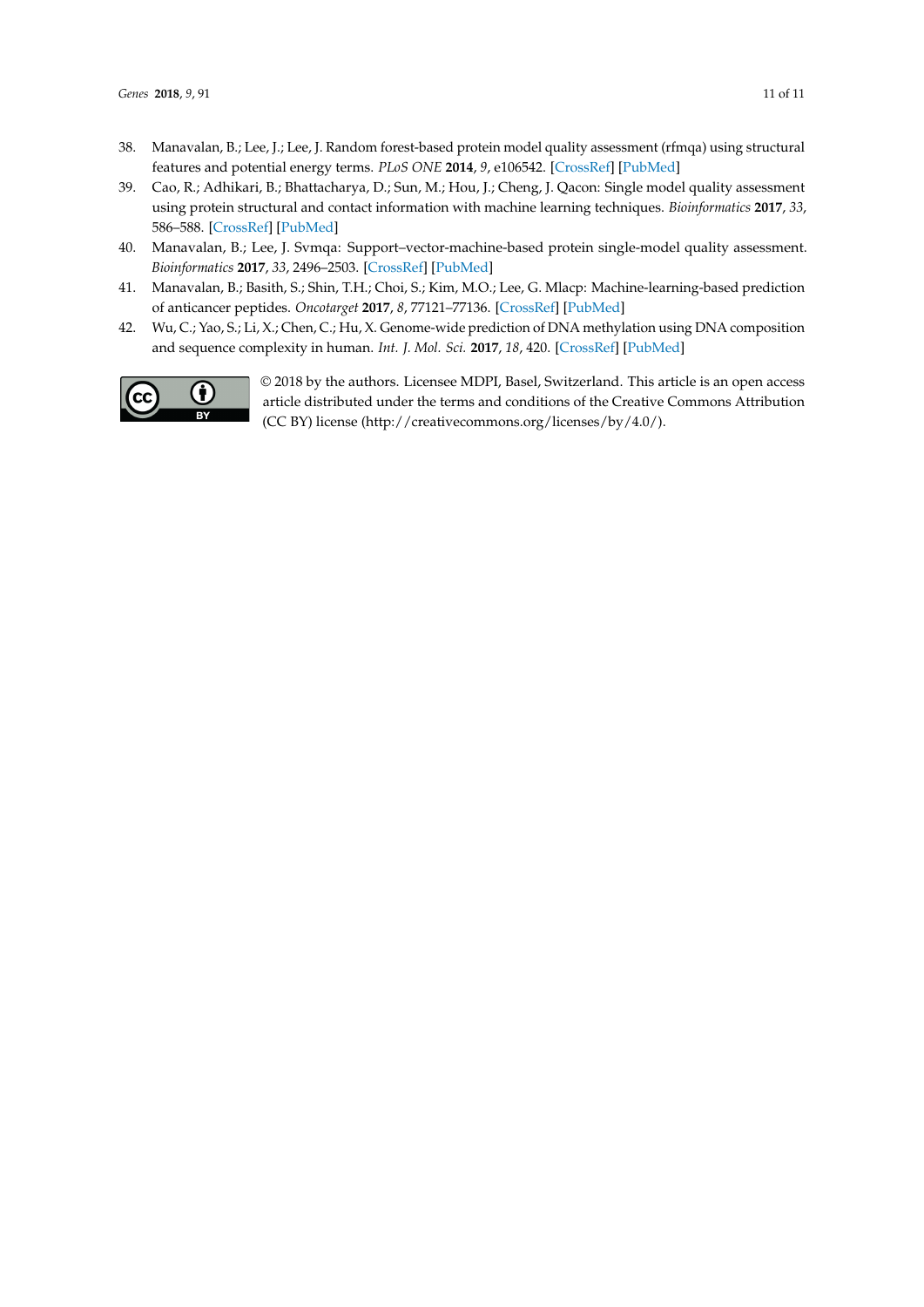38. Manavalan, B.; Lee, J.; Lee, J. Random forest-based protein model quality assessment (rfmqa) using structural features and potential energy terms. *PLoS ONE* **2014**, *9*, e106542. [CrossRef] [PubMed]
39. Cao, R.; Adhikari, B.; Bhattacharya, D.; Sun, M.; Hou, J.; Cheng, J. Qacon: Single model quality assessment using protein structural and contact information with machine learning techniques. *Bioinformatics* **2017**, *33*, 586–588. [CrossRef] [PubMed]
40. Manavalan, B.; Lee, J. Svmqa: Support–vector-machine-based protein single-model quality assessment. *Bioinformatics* **2017**, *33*, 2496–2503. [CrossRef] [PubMed]
41. Manavalan, B.; Basith, S.; Shin, T.H.; Choi, S.; Kim, M.O.; Lee, G. Mlacp: Machine-learning-based prediction of anticancer peptides. *Oncotarget* **2017**, *8*, 77121–77136. [CrossRef] [PubMed]
42. Wu, C.; Yao, S.; Li, X.; Chen, C.; Hu, X. Genome-wide prediction of DNA methylation using DNA composition and sequence complexity in human. *Int. J. Mol. Sci.* **2017**, *18*, 420. [CrossRef] [PubMed]

© 2018 by the authors. Licensee MDPI, Basel, Switzerland. This article is an open access article distributed under the terms and conditions of the Creative Commons Attribution (CC BY) license (http://creativecommons.org/licenses/by/4.0/).